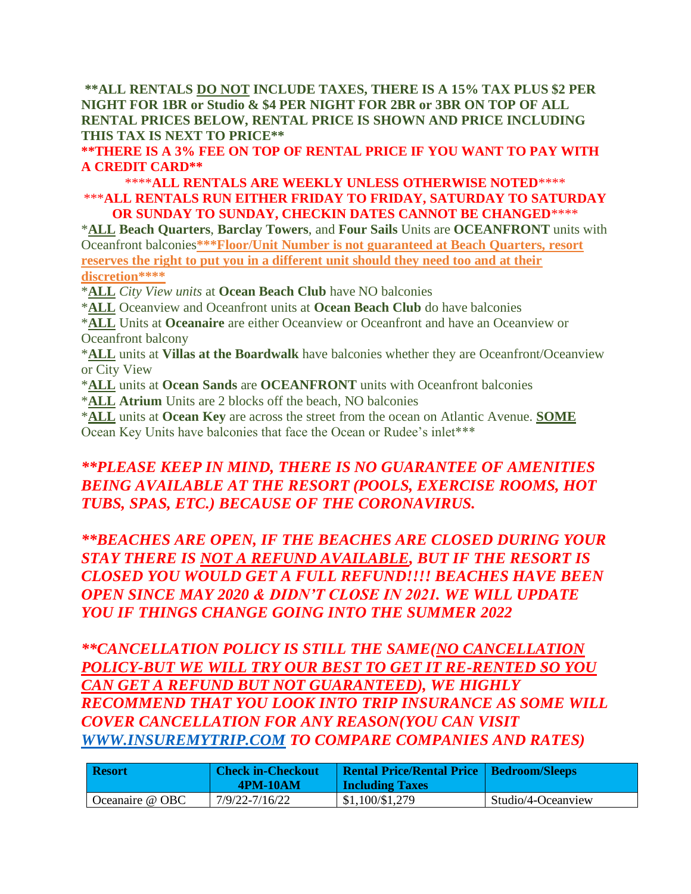**\*\*ALL RENTALS DO NOT INCLUDE TAXES, THERE IS A 15% TAX PLUS $2 PER NIGHT FOR 1BR or Studio & $4 PER NIGHT FOR 2BR or 3BR ON TOP OF ALL RENTAL PRICES BELOW, RENTAL PRICE IS SHOWN AND PRICE INCLUDING THIS TAX IS NEXT TO PRICE\*\***

**\*\*THERE IS A 3% FEE ON TOP OF RENTAL PRICE IF YOU WANT TO PAY WITH A CREDIT CARD\*\***

\*\*\*\***ALL RENTALS ARE WEEKLY UNLESS OTHERWISE NOTED**\*\*\*\*

\*\*\***ALL RENTALS RUN EITHER FRIDAY TO FRIDAY, SATURDAY TO SATURDAY OR SUNDAY TO SUNDAY, CHECKIN DATES CANNOT BE CHANGED**\*\*\*\*

\***ALL Beach Quarters**, **Barclay Towers**, and **Four Sails** Units are **OCEANFRONT** units with Oceanfront balconies**\*\*\*Floor/Unit Number is not guaranteed at Beach Quarters, resort reserves the right to put you in a different unit should they need too and at their discretion\*\*\*\***

\***ALL** *City View units* at **Ocean Beach Club** have NO balconies

\***ALL** Oceanview and Oceanfront units at **Ocean Beach Club** do have balconies

\***ALL** Units at **Oceanaire** are either Oceanview or Oceanfront and have an Oceanview or Oceanfront balcony

\***ALL** units at **Villas at the Boardwalk** have balconies whether they are Oceanfront/Oceanview or City View

\***ALL** units at **Ocean Sands** are **OCEANFRONT** units with Oceanfront balconies

\***ALL Atrium** Units are 2 blocks off the beach, NO balconies

\***ALL** units at **Ocean Key** are across the street from the ocean on Atlantic Avenue. **SOME** Ocean Key Units have balconies that face the Ocean or Rudee's inlet\*\*\*

***\*\*PLEASE KEEP IN MIND, THERE IS NO GUARANTEE OF AMENITIES BEING AVAILABLE AT THE RESORT (POOLS, EXERCISE ROOMS, HOT TUBS, SPAS, ETC.) BECAUSE OF THE CORONAVIRUS.***

***\*\*BEACHES ARE OPEN, IF THE BEACHES ARE CLOSED DURING YOUR STAY THERE IS NOT A REFUND AVAILABLE, BUT IF THE RESORT IS CLOSED YOU WOULD GET A FULL REFUND!!!! BEACHES HAVE BEEN OPEN SINCE MAY 2020 & DIDN'T CLOSE IN 2021. WE WILL UPDATE YOU IF THINGS CHANGE GOING INTO THE SUMMER 2022***

***\*\*CANCELLATION POLICY IS STILL THE SAME(NO CANCELLATION POLICY-BUT WE WILL TRY OUR BEST TO GET IT RE-RENTED SO YOU CAN GET A REFUND BUT NOT GUARANTEED), WE HIGHLY RECOMMEND THAT YOU LOOK INTO TRIP INSURANCE AS SOME WILL COVER CANCELLATION FOR ANY REASON(YOU CAN VISIT WWW.INSUREMYTRIP.COM TO COMPARE COMPANIES AND RATES)***

| Resort | Check in-Checkout 4PM-10AM | Rental Price/Rental Price Including Taxes | Bedroom/Sleeps |
|---|---|---|---|
| Oceanaire @ OBC | 7/9/22-7/16/22 | $1,100/$1,279 | Studio/4-Oceanview |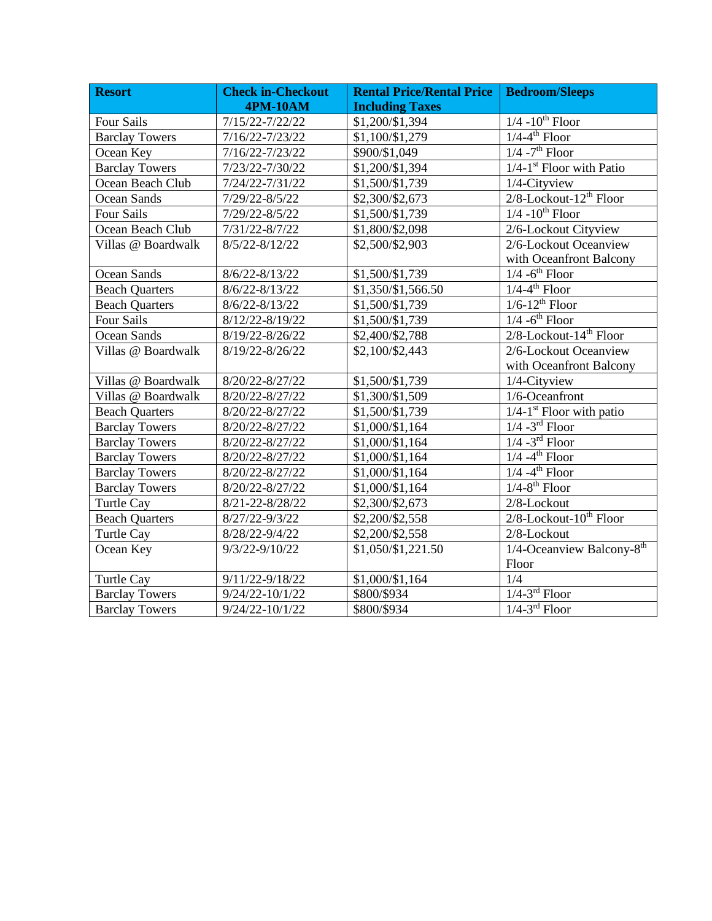| Resort | Check in-Checkout 4PM-10AM | Rental Price/Rental Price Including Taxes | Bedroom/Sleeps |
|---|---|---|---|
| Four Sails | 7/15/22-7/22/22 | $1,200/$1,394 | 1/4 -10th Floor |
| Barclay Towers | 7/16/22-7/23/22 | $1,100/$1,279 | 1/4-4th Floor |
| Ocean Key | 7/16/22-7/23/22 | $900/$1,049 | 1/4 -7th Floor |
| Barclay Towers | 7/23/22-7/30/22 | $1,200/$1,394 | 1/4-1st Floor with Patio |
| Ocean Beach Club | 7/24/22-7/31/22 | $1,500/$1,739 | 1/4-Cityview |
| Ocean Sands | 7/29/22-8/5/22 | $2,300/$2,673 | 2/8-Lockout-12th Floor |
| Four Sails | 7/29/22-8/5/22 | $1,500/$1,739 | 1/4 -10th Floor |
| Ocean Beach Club | 7/31/22-8/7/22 | $1,800/$2,098 | 2/6-Lockout Cityview |
| Villas @ Boardwalk | 8/5/22-8/12/22 | $2,500/$2,903 | 2/6-Lockout Oceanview with Oceanfront Balcony |
| Ocean Sands | 8/6/22-8/13/22 | $1,500/$1,739 | 1/4 -6th Floor |
| Beach Quarters | 8/6/22-8/13/22 | $1,350/$1,566.50 | 1/4-4th Floor |
| Beach Quarters | 8/6/22-8/13/22 | $1,500/$1,739 | 1/6-12th Floor |
| Four Sails | 8/12/22-8/19/22 | $1,500/$1,739 | 1/4 -6th Floor |
| Ocean Sands | 8/19/22-8/26/22 | $2,400/$2,788 | 2/8-Lockout-14th Floor |
| Villas @ Boardwalk | 8/19/22-8/26/22 | $2,100/$2,443 | 2/6-Lockout Oceanview with Oceanfront Balcony |
| Villas @ Boardwalk | 8/20/22-8/27/22 | $1,500/$1,739 | 1/4-Cityview |
| Villas @ Boardwalk | 8/20/22-8/27/22 | $1,300/$1,509 | 1/6-Oceanfront |
| Beach Quarters | 8/20/22-8/27/22 | $1,500/$1,739 | 1/4-1st Floor with patio |
| Barclay Towers | 8/20/22-8/27/22 | $1,000/$1,164 | 1/4 -3rd Floor |
| Barclay Towers | 8/20/22-8/27/22 | $1,000/$1,164 | 1/4 -3rd Floor |
| Barclay Towers | 8/20/22-8/27/22 | $1,000/$1,164 | 1/4 -4th Floor |
| Barclay Towers | 8/20/22-8/27/22 | $1,000/$1,164 | 1/4 -4th Floor |
| Barclay Towers | 8/20/22-8/27/22 | $1,000/$1,164 | 1/4-8th Floor |
| Turtle Cay | 8/21-22-8/28/22 | $2,300/$2,673 | 2/8-Lockout |
| Beach Quarters | 8/27/22-9/3/22 | $2,200/$2,558 | 2/8-Lockout-10th Floor |
| Turtle Cay | 8/28/22-9/4/22 | $2,200/$2,558 | 2/8-Lockout |
| Ocean Key | 9/3/22-9/10/22 | $1,050/$1,221.50 | 1/4-Oceanview Balcony-8th Floor |
| Turtle Cay | 9/11/22-9/18/22 | $1,000/$1,164 | 1/4 |
| Barclay Towers | 9/24/22-10/1/22 | $800/$934 | 1/4-3rd Floor |
| Barclay Towers | 9/24/22-10/1/22 | $800/$934 | 1/4-3rd Floor |